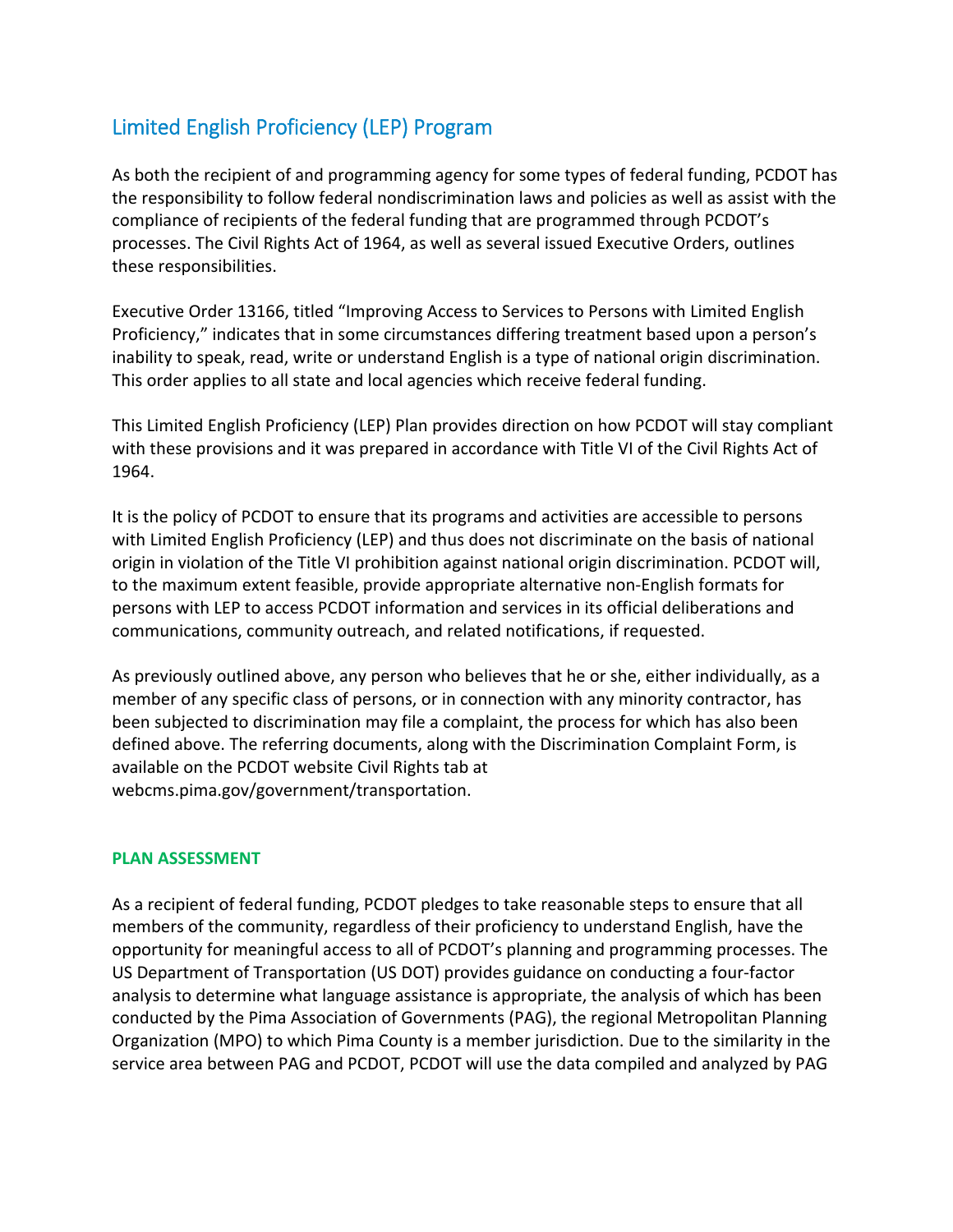# Limited English Proficiency (LEP) Program

As both the recipient of and programming agency for some types of federal funding, PCDOT has the responsibility to follow federal nondiscrimination laws and policies as well as assist with the compliance of recipients of the federal funding that are programmed through PCDOT's processes. The Civil Rights Act of 1964, as well as several issued Executive Orders, outlines these responsibilities.

Executive Order 13166, titled "Improving Access to Services to Persons with Limited English Proficiency," indicates that in some circumstances differing treatment based upon a person's inability to speak, read, write or understand English is a type of national origin discrimination. This order applies to all state and local agencies which receive federal funding.

This Limited English Proficiency (LEP) Plan provides direction on how PCDOT will stay compliant with these provisions and it was prepared in accordance with Title VI of the Civil Rights Act of 1964.

It is the policy of PCDOT to ensure that its programs and activities are accessible to persons with Limited English Proficiency (LEP) and thus does not discriminate on the basis of national origin in violation of the Title VI prohibition against national origin discrimination. PCDOT will, to the maximum extent feasible, provide appropriate alternative non-English formats for persons with LEP to access PCDOT information and services in its official deliberations and communications, community outreach, and related notifications, if requested.

As previously outlined above, any person who believes that he or she, either individually, as a member of any specific class of persons, or in connection with any minority contractor, has been subjected to discrimination may file a complaint, the process for which has also been defined above. The referring documents, along with the Discrimination Complaint Form, is available on the PCDOT website Civil Rights tab at webcms.pima.gov/government/transportation.

## PLAN ASSESSMENT

As a recipient of federal funding, PCDOT pledges to take reasonable steps to ensure that all members of the community, regardless of their proficiency to understand English, have the opportunity for meaningful access to all of PCDOT's planning and programming processes. The US Department of Transportation (US DOT) provides guidance on conducting a four-factor analysis to determine what language assistance is appropriate, the analysis of which has been conducted by the Pima Association of Governments (PAG), the regional Metropolitan Planning Organization (MPO) to which Pima County is a member jurisdiction. Due to the similarity in the service area between PAG and PCDOT, PCDOT will use the data compiled and analyzed by PAG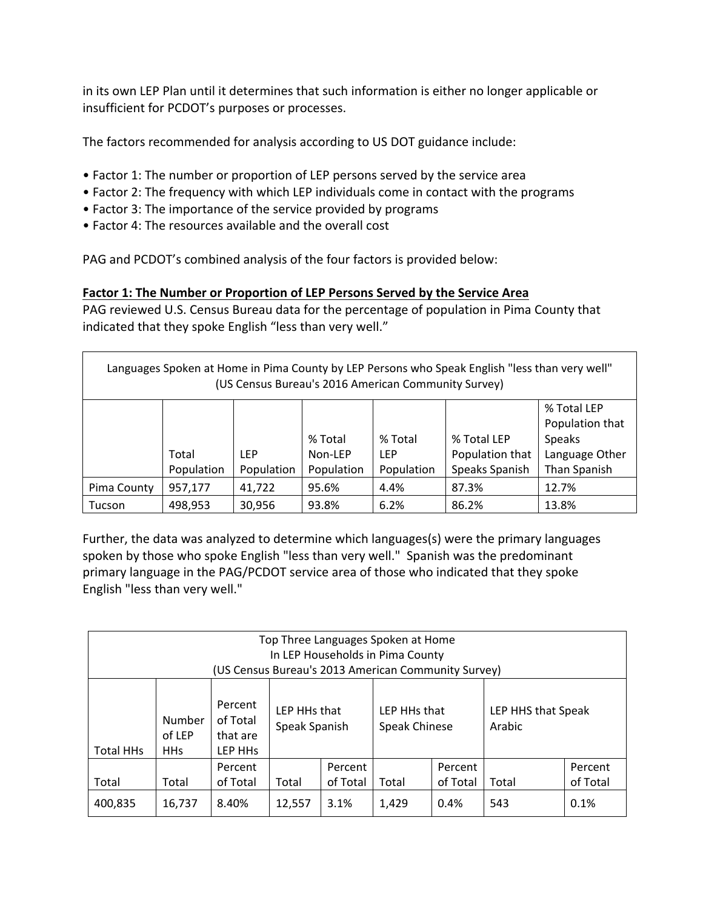in its own LEP Plan until it determines that such information is either no longer applicable or insufficient for PCDOT's purposes or processes.

The factors recommended for analysis according to US DOT guidance include:

- Factor 1: The number or proportion of LEP persons served by the service area
- Factor 2: The frequency with which LEP individuals come in contact with the programs
- Factor 3: The importance of the service provided by programs
- Factor 4: The resources available and the overall cost

PAG and PCDOT's combined analysis of the four factors is provided below:

**Factor 1: The Number or Proportion of LEP Persons Served by the Service Area**

PAG reviewed U.S. Census Bureau data for the percentage of population in Pima County that indicated that they spoke English "less than very well."

| Languages Spoken at Home in Pima County by LEP Persons who Speak English "less than very well" (US Census Bureau's 2016 American Community Survey) | | | | | | |
|---|---|---|---|---|---|---|
| | Total Population | LEP Population | % Total Non-LEP Population | % Total LEP Population | % Total LEP Population that Speaks Spanish | % Total LEP Population that Speaks Language Other Than Spanish |
| Pima County | 957,177 | 41,722 | 95.6% | 4.4% | 87.3% | 12.7% |
| Tucson | 498,953 | 30,956 | 93.8% | 6.2% | 86.2% | 13.8% |

Further, the data was analyzed to determine which languages(s) were the primary languages spoken by those who spoke English "less than very well." Spanish was the predominant primary language in the PAG/PCDOT service area of those who indicated that they spoke English "less than very well."

| Top Three Languages Spoken at Home In LEP Households in Pima County (US Census Bureau's 2013 American Community Survey) | | | | | | | | |
|---|---|---|---|---|---|---|---|---|
| Total HHs | Number of LEP HHs | Percent of Total that are LEP HHs | LEP HHs that Speak Spanish | | LEP HHs that Speak Chinese | | LEP HHS that Speak Arabic | |
| Total | Total | Percent of Total | Total | Percent of Total | Total | Percent of Total | Total | Percent of Total |
| 400,835 | 16,737 | 8.40% | 12,557 | 3.1% | 1,429 | 0.4% | 543 | 0.1% |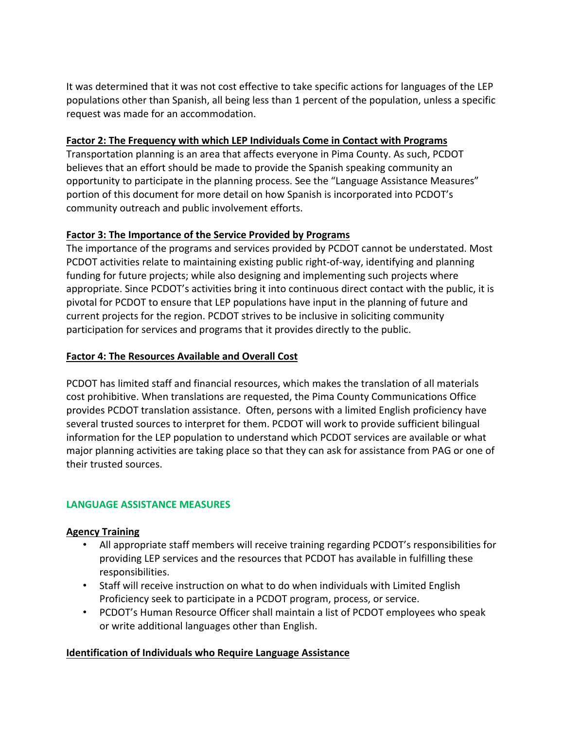It was determined that it was not cost effective to take specific actions for languages of the LEP populations other than Spanish, all being less than 1 percent of the population, unless a specific request was made for an accommodation.

**Factor 2: The Frequency with which LEP Individuals Come in Contact with Programs**

Transportation planning is an area that affects everyone in Pima County. As such, PCDOT believes that an effort should be made to provide the Spanish speaking community an opportunity to participate in the planning process. See the "Language Assistance Measures" portion of this document for more detail on how Spanish is incorporated into PCDOT's community outreach and public involvement efforts.

**Factor 3: The Importance of the Service Provided by Programs**

The importance of the programs and services provided by PCDOT cannot be understated. Most PCDOT activities relate to maintaining existing public right-of-way, identifying and planning funding for future projects; while also designing and implementing such projects where appropriate. Since PCDOT's activities bring it into continuous direct contact with the public, it is pivotal for PCDOT to ensure that LEP populations have input in the planning of future and current projects for the region. PCDOT strives to be inclusive in soliciting community participation for services and programs that it provides directly to the public.

**Factor 4: The Resources Available and Overall Cost**

PCDOT has limited staff and financial resources, which makes the translation of all materials cost prohibitive. When translations are requested, the Pima County Communications Office provides PCDOT translation assistance. Often, persons with a limited English proficiency have several trusted sources to interpret for them. PCDOT will work to provide sufficient bilingual information for the LEP population to understand which PCDOT services are available or what major planning activities are taking place so that they can ask for assistance from PAG or one of their trusted sources.

## LANGUAGE ASSISTANCE MEASURES

**Agency Training**

- All appropriate staff members will receive training regarding PCDOT's responsibilities for providing LEP services and the resources that PCDOT has available in fulfilling these responsibilities.
- Staff will receive instruction on what to do when individuals with Limited English Proficiency seek to participate in a PCDOT program, process, or service.
- PCDOT's Human Resource Officer shall maintain a list of PCDOT employees who speak or write additional languages other than English.

**Identification of Individuals who Require Language Assistance**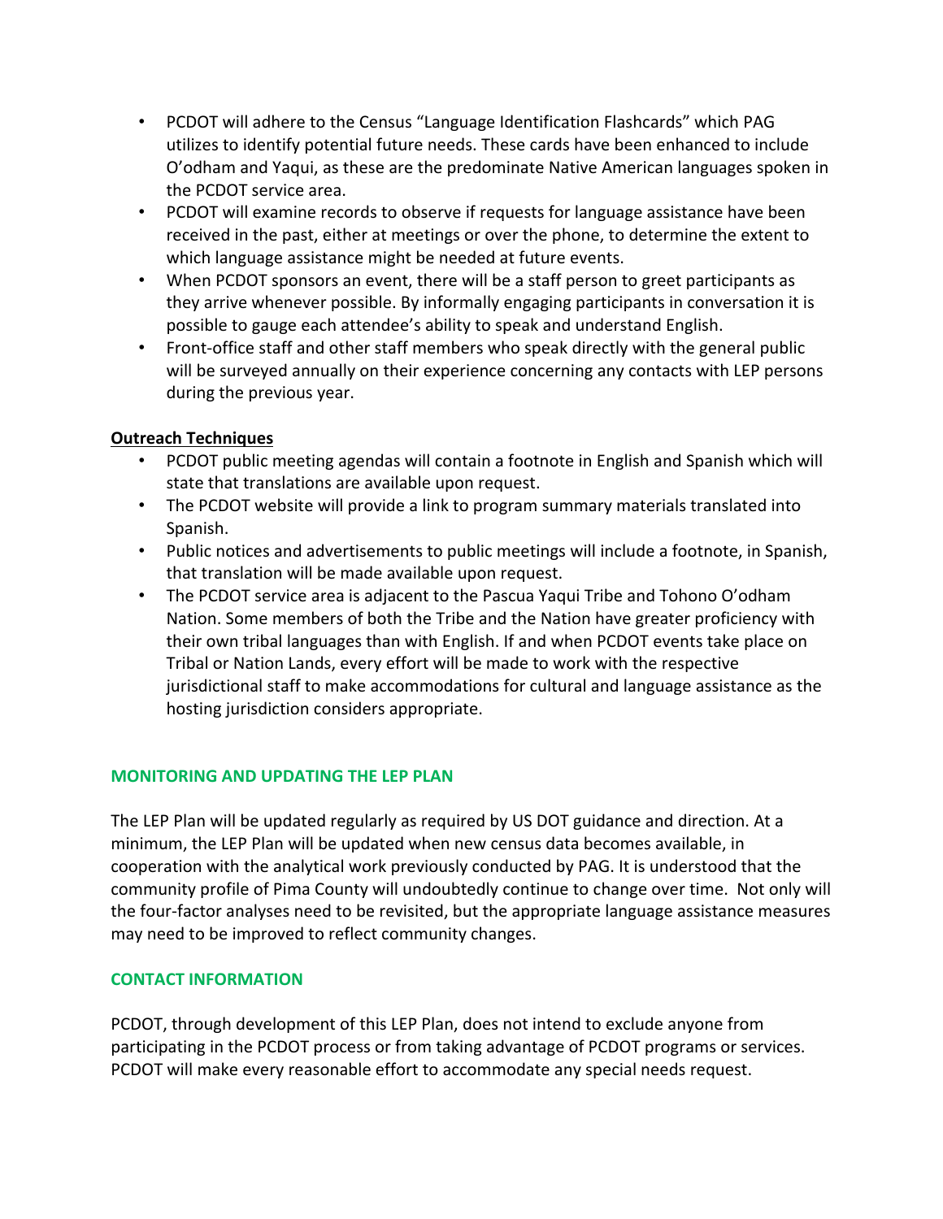- PCDOT will adhere to the Census "Language Identification Flashcards" which PAG utilizes to identify potential future needs. These cards have been enhanced to include O'odham and Yaqui, as these are the predominate Native American languages spoken in the PCDOT service area.
- PCDOT will examine records to observe if requests for language assistance have been received in the past, either at meetings or over the phone, to determine the extent to which language assistance might be needed at future events.
- When PCDOT sponsors an event, there will be a staff person to greet participants as they arrive whenever possible. By informally engaging participants in conversation it is possible to gauge each attendee's ability to speak and understand English.
- Front-office staff and other staff members who speak directly with the general public will be surveyed annually on their experience concerning any contacts with LEP persons during the previous year.

**Outreach Techniques**

- PCDOT public meeting agendas will contain a footnote in English and Spanish which will state that translations are available upon request.
- The PCDOT website will provide a link to program summary materials translated into Spanish.
- Public notices and advertisements to public meetings will include a footnote, in Spanish, that translation will be made available upon request.
- The PCDOT service area is adjacent to the Pascua Yaqui Tribe and Tohono O'odham Nation. Some members of both the Tribe and the Nation have greater proficiency with their own tribal languages than with English. If and when PCDOT events take place on Tribal or Nation Lands, every effort will be made to work with the respective jurisdictional staff to make accommodations for cultural and language assistance as the hosting jurisdiction considers appropriate.

## MONITORING AND UPDATING THE LEP PLAN

The LEP Plan will be updated regularly as required by US DOT guidance and direction. At a minimum, the LEP Plan will be updated when new census data becomes available, in cooperation with the analytical work previously conducted by PAG. It is understood that the community profile of Pima County will undoubtedly continue to change over time. Not only will the four-factor analyses need to be revisited, but the appropriate language assistance measures may need to be improved to reflect community changes.

## CONTACT INFORMATION

PCDOT, through development of this LEP Plan, does not intend to exclude anyone from participating in the PCDOT process or from taking advantage of PCDOT programs or services. PCDOT will make every reasonable effort to accommodate any special needs request.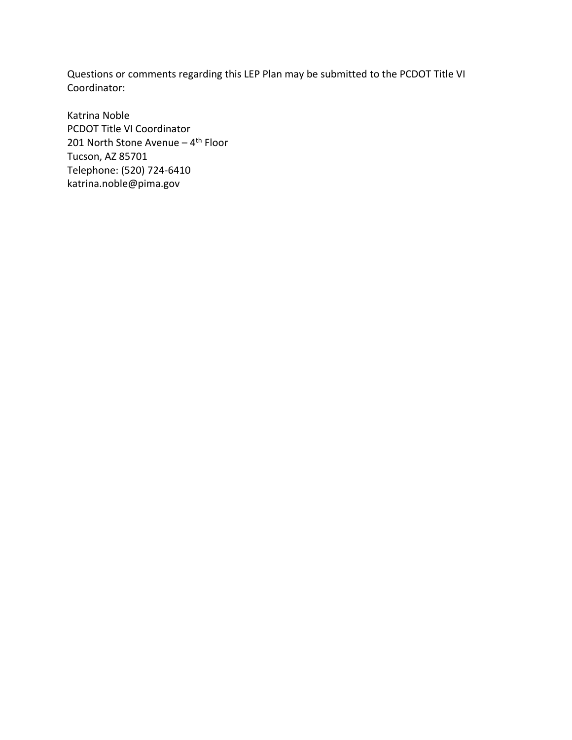Questions or comments regarding this LEP Plan may be submitted to the PCDOT Title VI Coordinator:

Katrina Noble  
PCDOT Title VI Coordinator  
201 North Stone Avenue – 4th Floor  
Tucson, AZ 85701  
Telephone: (520) 724-6410  
katrina.noble@pima.gov